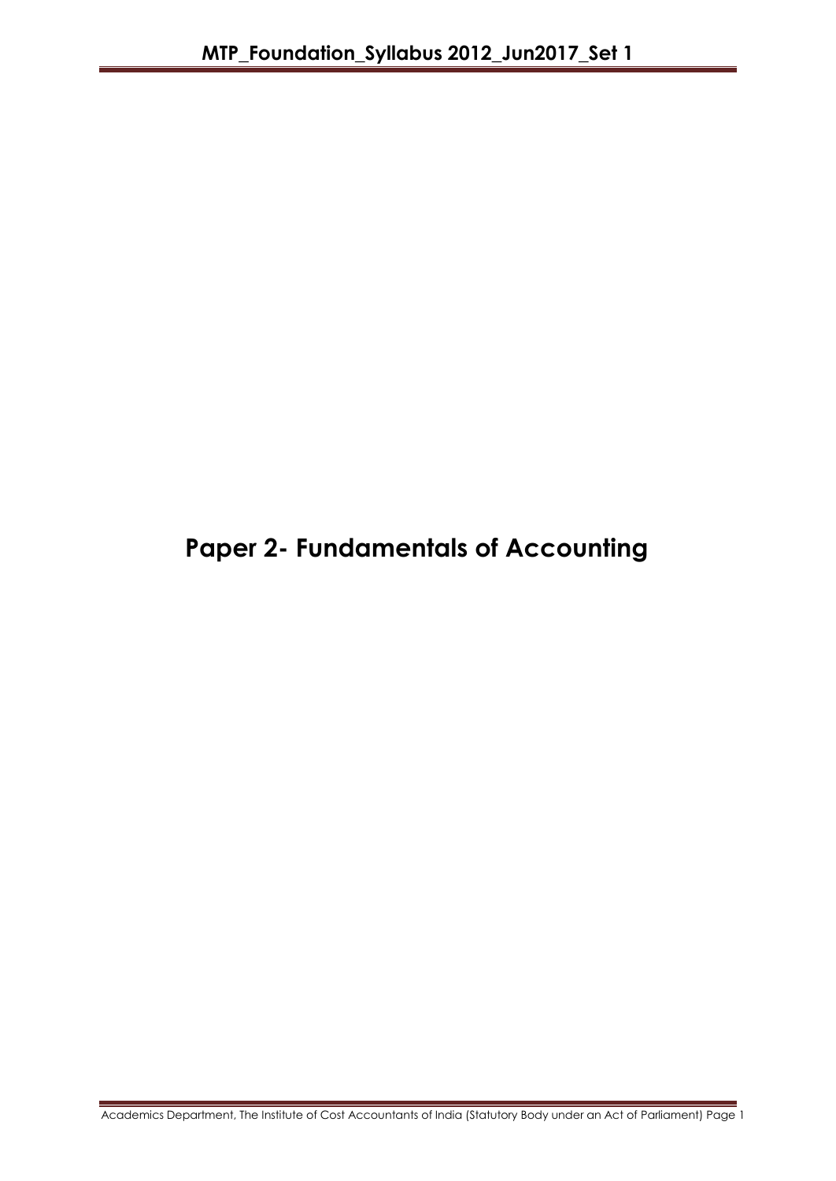# Paper 2- Fundamentals of Accounting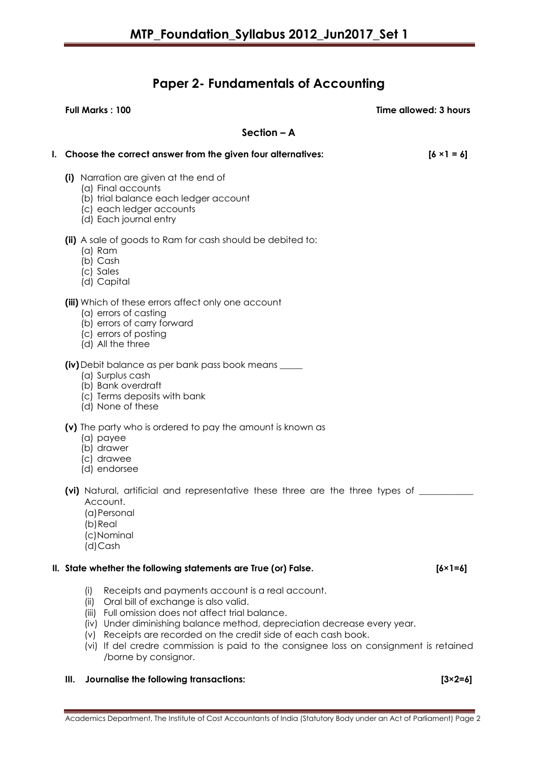# Paper 2- Fundamentals of Accounting

**Full Marks : 100** **Time allowed: 3 hours**

## Section – A

**I. Choose the correct answer from the given four alternatives:** **[6 ×1 = 6]**

**(i)** Narration are given at the end of
- (a) Final accounts
- (b) trial balance each ledger account
- (c) each ledger accounts
- (d) Each journal entry

**(ii)** A sale of goods to Ram for cash should be debited to:
- (a) Ram
- (b) Cash
- (c) Sales
- (d) Capital

**(iii)** Which of these errors affect only one account
- (a) errors of casting
- (b) errors of carry forward
- (c) errors of posting
- (d) All the three

**(iv)** Debit balance as per bank pass book means _____
- (a) Surplus cash
- (b) Bank overdraft
- (c) Terms deposits with bank
- (d) None of these

**(v)** The party who is ordered to pay the amount is known as
- (a) payee
- (b) drawer
- (c) drawee
- (d) endorsee

**(vi)** Natural, artificial and representative these three are the three types of ____________ Account.
- (a) Personal
- (b) Real
- (c) Nominal
- (d) Cash

**II. State whether the following statements are True (or) False.** **[6×1=6]**

- (i) Receipts and payments account is a real account.
- (ii) Oral bill of exchange is also valid.
- (iii) Full omission does not affect trial balance.
- (iv) Under diminishing balance method, depreciation decrease every year.
- (v) Receipts are recorded on the credit side of each cash book.
- (vi) If del credre commission is paid to the consignee loss on consignment is retained /borne by consignor.

**III. Journalise the following transactions:** **[3×2=6]**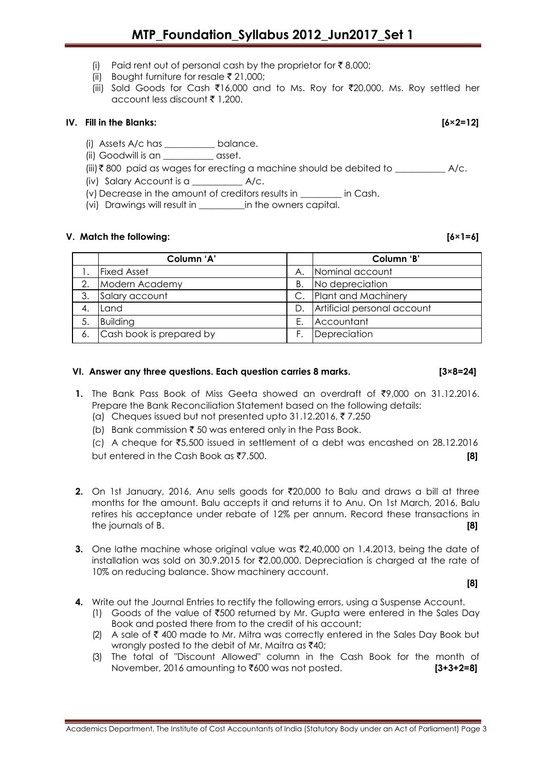(i) Paid rent out of personal cash by the proprietor for ₹ 8,000;

(ii) Bought furniture for resale ₹ 21,000;

(iii) Sold Goods for Cash ₹16,000 and to Ms. Roy for ₹20,000, Ms. Roy settled her account less discount ₹ 1,200.

## IV. Fill in the Blanks: [6×2=12]

(i) Assets A/c has ___________ balance.

(ii) Goodwill is an ___________ asset.

(iii) ₹ 800 paid as wages for erecting a machine should be debited to ___________ A/c.

(iv) Salary Account is a ___________ A/c.

(v) Decrease in the amount of creditors results in _________ in Cash.

(vi) Drawings will result in __________in the owners capital.

## V. Match the following: [6×1=6]

| | Column 'A' | | Column 'B' |
|---|---|---|---|
| 1. | Fixed Asset | A. | Nominal account |
| 2. | Modern Academy | B. | No depreciation |
| 3. | Salary account | C. | Plant and Machinery |
| 4. | Land | D. | Artificial personal account |
| 5. | Building | E. | Accountant |
| 6. | Cash book is prepared by | F. | Depreciation |

## VI. Answer any three questions. Each question carries 8 marks. [3×8=24]

**1.** The Bank Pass Book of Miss Geeta showed an overdraft of ₹9,000 on 31.12.2016. Prepare the Bank Reconciliation Statement based on the following details:

(a) Cheques issued but not presented upto 31.12.2016, ₹ 7,250

(b) Bank commission ₹ 50 was entered only in the Pass Book.

(c) A cheque for ₹5,500 issued in settlement of a debt was encashed on 28.12.2016 but entered in the Cash Book as ₹7,500. **[8]**

**2.** On 1st January, 2016, Anu sells goods for ₹20,000 to Balu and draws a bill at three months for the amount. Balu accepts it and returns it to Anu. On 1st March, 2016, Balu retires his acceptance under rebate of 12% per annum. Record these transactions in the journals of B. **[8]**

**3.** One lathe machine whose original value was ₹2,40,000 on 1.4.2013, being the date of installation was sold on 30.9.2015 for ₹2,00,000. Depreciation is charged at the rate of 10% on reducing balance. Show machinery account.

**[8]**

**4.** Write out the Journal Entries to rectify the following errors, using a Suspense Account.

(1) Goods of the value of ₹500 returned by Mr. Gupta were entered in the Sales Day Book and posted there from to the credit of his account;

(2) A sale of ₹ 400 made to Mr. Mitra was correctly entered in the Sales Day Book but wrongly posted to the debit of Mr. Maitra as ₹40;

(3) The total of "Discount Allowed" column in the Cash Book for the month of November, 2016 amounting to ₹600 was not posted. **[3+3+2=8]**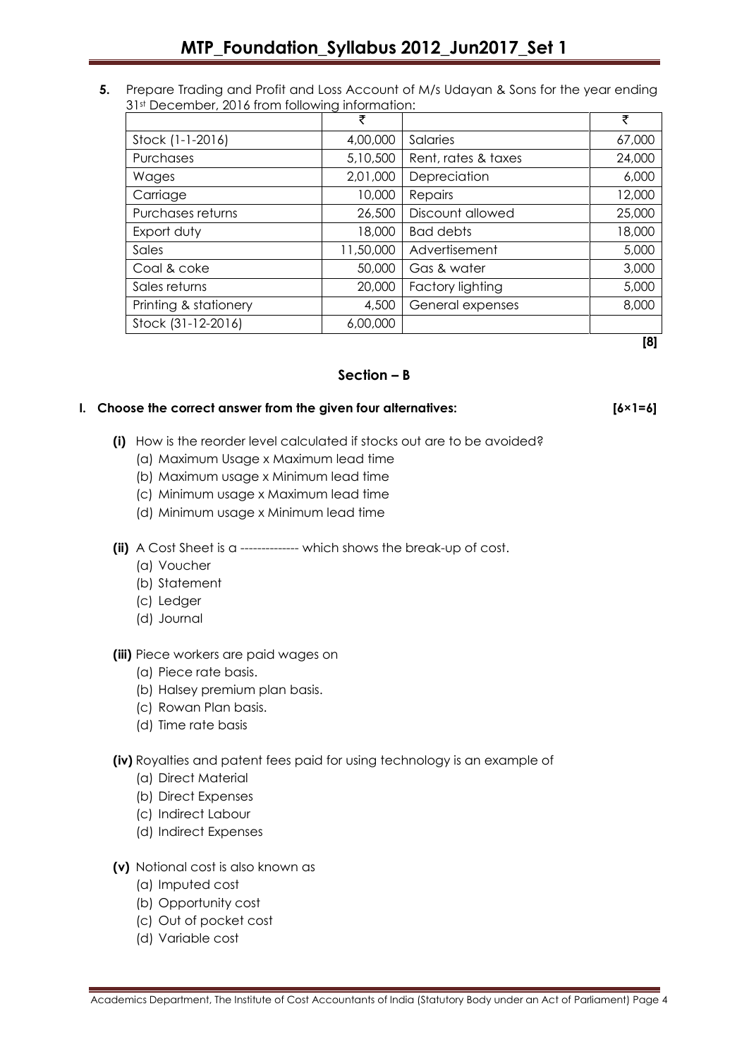**5.** Prepare Trading and Profit and Loss Account of M/s Udayan & Sons for the year ending 31st December, 2016 from following information:

| | ₹ | | ₹ |
|---|---|---|---|
| Stock (1-1-2016) | 4,00,000 | Salaries | 67,000 |
| Purchases | 5,10,500 | Rent, rates & taxes | 24,000 |
| Wages | 2,01,000 | Depreciation | 6,000 |
| Carriage | 10,000 | Repairs | 12,000 |
| Purchases returns | 26,500 | Discount allowed | 25,000 |
| Export duty | 18,000 | Bad debts | 18,000 |
| Sales | 11,50,000 | Advertisement | 5,000 |
| Coal & coke | 50,000 | Gas & water | 3,000 |
| Sales returns | 20,000 | Factory lighting | 5,000 |
| Printing & stationery | 4,500 | General expenses | 8,000 |
| Stock (31-12-2016) | 6,00,000 | | |

**[8]**

## Section – B

**I. Choose the correct answer from the given four alternatives: [6×1=6]**

**(i)** How is the reorder level calculated if stocks out are to be avoided?
- (a) Maximum Usage x Maximum lead time
- (b) Maximum usage x Minimum lead time
- (c) Minimum usage x Maximum lead time
- (d) Minimum usage x Minimum lead time

**(ii)** A Cost Sheet is a -------------- which shows the break-up of cost.
- (a) Voucher
- (b) Statement
- (c) Ledger
- (d) Journal

**(iii)** Piece workers are paid wages on
- (a) Piece rate basis.
- (b) Halsey premium plan basis.
- (c) Rowan Plan basis.
- (d) Time rate basis

**(iv)** Royalties and patent fees paid for using technology is an example of
- (a) Direct Material
- (b) Direct Expenses
- (c) Indirect Labour
- (d) Indirect Expenses

**(v)** Notional cost is also known as
- (a) Imputed cost
- (b) Opportunity cost
- (c) Out of pocket cost
- (d) Variable cost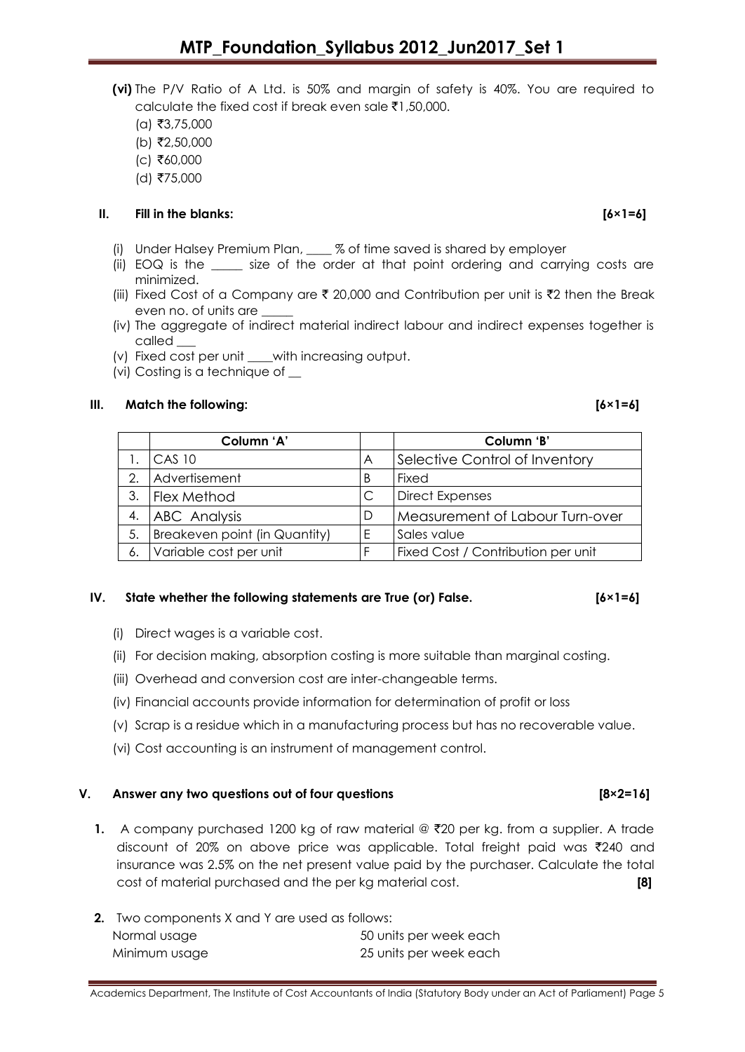**(vi)** The P/V Ratio of A Ltd. is 50% and margin of safety is 40%. You are required to calculate the fixed cost if break even sale ₹1,50,000.

(a) ₹3,75,000

(b) ₹2,50,000

(c) ₹60,000

(d) ₹75,000

## II. Fill in the blanks: [6×1=6]

(i) Under Halsey Premium Plan, ____ % of time saved is shared by employer

(ii) EOQ is the _____ size of the order at that point ordering and carrying costs are minimized.

(iii) Fixed Cost of a Company are ₹ 20,000 and Contribution per unit is ₹2 then the Break even no. of units are _____

(iv) The aggregate of indirect material indirect labour and indirect expenses together is called ___

(v) Fixed cost per unit ____with increasing output.

(vi) Costing is a technique of __

## III. Match the following: [6×1=6]

| | Column 'A' | | Column 'B' |
|---|---|---|---|
| 1. | CAS 10 | A | Selective Control of Inventory |
| 2. | Advertisement | B | Fixed |
| 3. | Flex Method | C | Direct Expenses |
| 4. | ABC Analysis | D | Measurement of Labour Turn-over |
| 5. | Breakeven point (in Quantity) | E | Sales value |
| 6. | Variable cost per unit | F | Fixed Cost / Contribution per unit |

## IV. State whether the following statements are True (or) False. [6×1=6]

(i) Direct wages is a variable cost.

(ii) For decision making, absorption costing is more suitable than marginal costing.

(iii) Overhead and conversion cost are inter-changeable terms.

(iv) Financial accounts provide information for determination of profit or loss

(v) Scrap is a residue which in a manufacturing process but has no recoverable value.

(vi) Cost accounting is an instrument of management control.

## V. Answer any two questions out of four questions [8×2=16]

**1.** A company purchased 1200 kg of raw material @ ₹20 per kg. from a supplier. A trade discount of 20% on above price was applicable. Total freight paid was ₹240 and insurance was 2.5% on the net present value paid by the purchaser. Calculate the total cost of material purchased and the per kg material cost. **[8]**

**2.** Two components X and Y are used as follows:

| | |
|---|---|
| Normal usage | 50 units per week each |
| Minimum usage | 25 units per week each |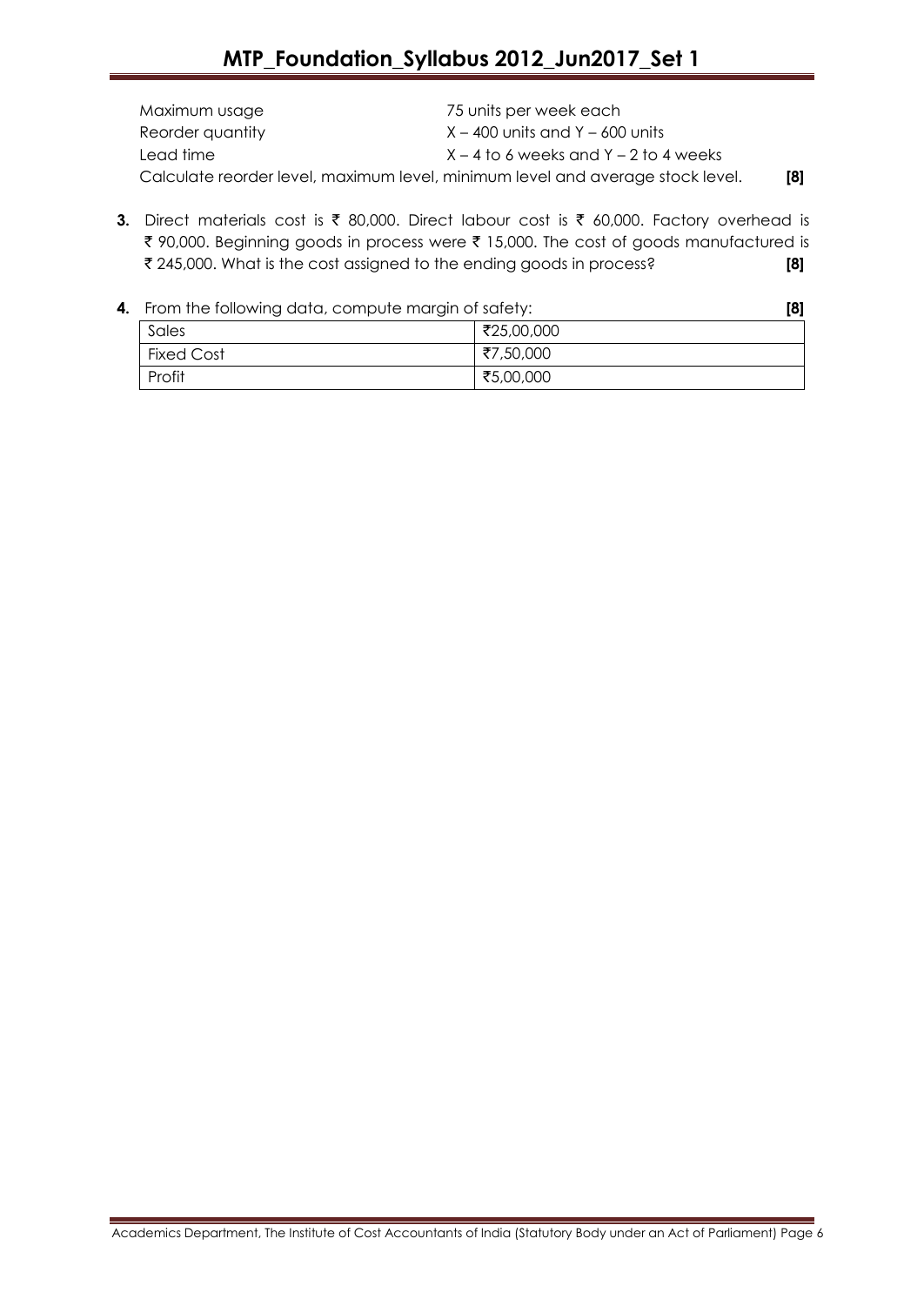| | |
|---|---|
| Maximum usage | 75 units per week each |
| Reorder quantity | X – 400 units and Y – 600 units |
| Lead time | X – 4 to 6 weeks and Y – 2 to 4 weeks |

Calculate reorder level, maximum level, minimum level and average stock level. **[8]**

**3.** Direct materials cost is ₹ 80,000. Direct labour cost is ₹ 60,000. Factory overhead is ₹ 90,000. Beginning goods in process were ₹ 15,000. The cost of goods manufactured is ₹ 245,000. What is the cost assigned to the ending goods in process? **[8]**

**4.** From the following data, compute margin of safety: **[8]**

| | |
|---|---|
| Sales | ₹25,00,000 |
| Fixed Cost | ₹7,50,000 |
| Profit | ₹5,00,000 |